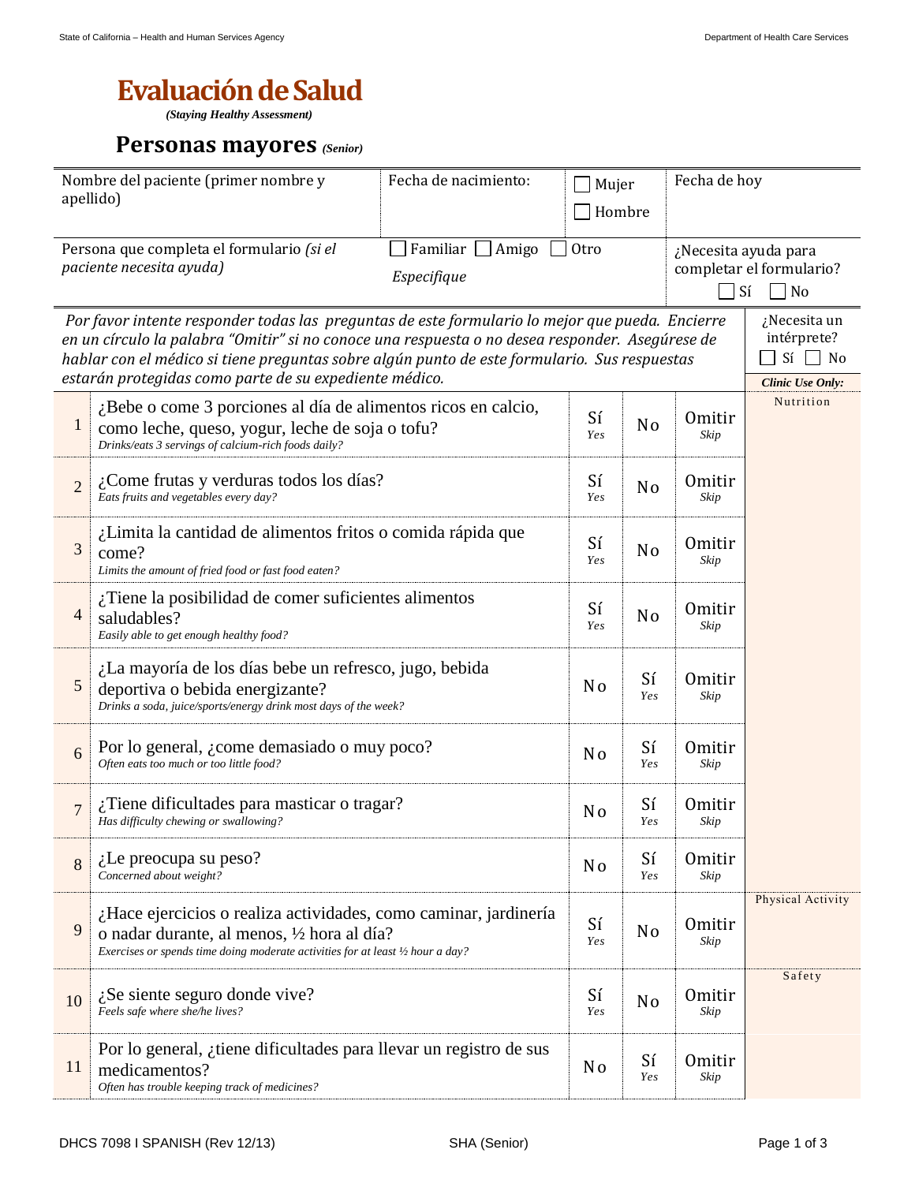# Evaluación de Salud

***(Staying Healthy Assessment)***

## Personas mayores *(Senior)*

| Nombre del paciente (primer nombre y apellido) | Fecha de nacimiento: | ☐ Mujer ☐ Hombre | Fecha de hoy |
|---|---|---|---|
| Persona que completa el formulario *(si el paciente necesita ayuda)* | ☐ Familiar ☐ Amigo ☐ Otro *Especifique* | | ¿Necesita ayuda para completar el formulario? ☐ Sí ☐ No |

*Por favor intente responder todas las preguntas de este formulario lo mejor que pueda. Encierre en un círculo la palabra "Omitir" si no conoce una respuesta o no desea responder. Asegúrese de hablar con el médico si tiene preguntas sobre algún punto de este formulario. Sus respuestas estarán protegidas como parte de su expediente médico.*

¿Necesita un intérprete? ☐ Sí ☐ No

| # | Pregunta | | | | ***Clinic Use Only:*** |
|---|---|---|---|---|---|
| 1 | ¿Bebe o come 3 porciones al día de alimentos ricos en calcio, como leche, queso, yogur, leche de soja o tofu? *Drinks/eats 3 servings of calcium-rich foods daily?* | Sí *Yes* | No | Omitir *Skip* | Nutrition |
| 2 | ¿Come frutas y verduras todos los días? *Eats fruits and vegetables every day?* | Sí *Yes* | No | Omitir *Skip* | |
| 3 | ¿Limita la cantidad de alimentos fritos o comida rápida que come? *Limits the amount of fried food or fast food eaten?* | Sí *Yes* | No | Omitir *Skip* | |
| 4 | ¿Tiene la posibilidad de comer suficientes alimentos saludables? *Easily able to get enough healthy food?* | Sí *Yes* | No | Omitir *Skip* | |
| 5 | ¿La mayoría de los días bebe un refresco, jugo, bebida deportiva o bebida energizante? *Drinks a soda, juice/sports/energy drink most days of the week?* | No | Sí *Yes* | Omitir *Skip* | |
| 6 | Por lo general, ¿come demasiado o muy poco? *Often eats too much or too little food?* | No | Sí *Yes* | Omitir *Skip* | |
| 7 | ¿Tiene dificultades para masticar o tragar? *Has difficulty chewing or swallowing?* | No | Sí *Yes* | Omitir *Skip* | |
| 8 | ¿Le preocupa su peso? *Concerned about weight?* | No | Sí *Yes* | Omitir *Skip* | |
| 9 | ¿Hace ejercicios o realiza actividades, como caminar, jardinería o nadar durante, al menos, ½ hora al día? *Exercises or spends time doing moderate activities for at least ½ hour a day?* | Sí *Yes* | No | Omitir *Skip* | Physical Activity |
| 10 | ¿Se siente seguro donde vive? *Feels safe where she/he lives?* | Sí *Yes* | No | Omitir *Skip* | Safety |
| 11 | Por lo general, ¿tiene dificultades para llevar un registro de sus medicamentos? *Often has trouble keeping track of medicines?* | No | Sí *Yes* | Omitir *Skip* | |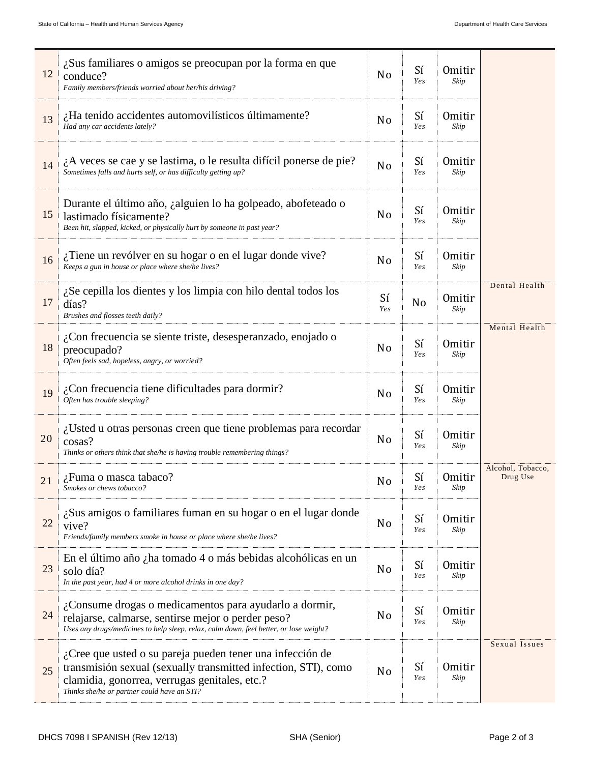| | | | | | |
|---|---|---|---|---|---|
| 12 | ¿Sus familiares o amigos se preocupan por la forma en que conduce?<br>*Family members/friends worried about her/his driving?* | No | Sí<br>*Yes* | Omitir<br>*Skip* | |
| 13 | ¿Ha tenido accidentes automovilísticos últimamente?<br>*Had any car accidents lately?* | No | Sí<br>*Yes* | Omitir<br>*Skip* | |
| 14 | ¿A veces se cae y se lastima, o le resulta difícil ponerse de pie?<br>*Sometimes falls and hurts self, or has difficulty getting up?* | No | Sí<br>*Yes* | Omitir<br>*Skip* | |
| 15 | Durante el último año, ¿alguien lo ha golpeado, abofeteado o lastimado físicamente?<br>*Been hit, slapped, kicked, or physically hurt by someone in past year?* | No | Sí<br>*Yes* | Omitir<br>*Skip* | |
| 16 | ¿Tiene un revólver en su hogar o en el lugar donde vive?<br>*Keeps a gun in house or place where she/he lives?* | No | Sí<br>*Yes* | Omitir<br>*Skip* | |
| 17 | ¿Se cepilla los dientes y los limpia con hilo dental todos los días?<br>*Brushes and flosses teeth daily?* | Sí<br>*Yes* | No | Omitir<br>*Skip* | Dental Health |
| 18 | ¿Con frecuencia se siente triste, desesperanzado, enojado o preocupado?<br>*Often feels sad, hopeless, angry, or worried?* | No | Sí<br>*Yes* | Omitir<br>*Skip* | Mental Health |
| 19 | ¿Con frecuencia tiene dificultades para dormir?<br>*Often has trouble sleeping?* | No | Sí<br>*Yes* | Omitir<br>*Skip* | |
| 20 | ¿Usted u otras personas creen que tiene problemas para recordar cosas?<br>*Thinks or others think that she/he is having trouble remembering things?* | No | Sí<br>*Yes* | Omitir<br>*Skip* | |
| 21 | ¿Fuma o masca tabaco?<br>*Smokes or chews tobacco?* | No | Sí<br>*Yes* | Omitir<br>*Skip* | Alcohol, Tobacco, Drug Use |
| 22 | ¿Sus amigos o familiares fuman en su hogar o en el lugar donde vive?<br>*Friends/family members smoke in house or place where she/he lives?* | No | Sí<br>*Yes* | Omitir<br>*Skip* | |
| 23 | En el último año ¿ha tomado 4 o más bebidas alcohólicas en un solo día?<br>*In the past year, had 4 or more alcohol drinks in one day?* | No | Sí<br>*Yes* | Omitir<br>*Skip* | |
| 24 | ¿Consume drogas o medicamentos para ayudarlo a dormir, relajarse, calmarse, sentirse mejor o perder peso?<br>*Uses any drugs/medicines to help sleep, relax, calm down, feel better, or lose weight?* | No | Sí<br>*Yes* | Omitir<br>*Skip* | |
| 25 | ¿Cree que usted o su pareja pueden tener una infección de transmisión sexual (sexually transmitted infection, STI), como clamidia, gonorrea, verrugas genitales, etc.?<br>*Thinks she/he or partner could have an STI?* | No | Sí<br>*Yes* | Omitir<br>*Skip* | Sexual Issues |

DHCS 7098 I SPANISH (Rev 12/13) SHA (Senior)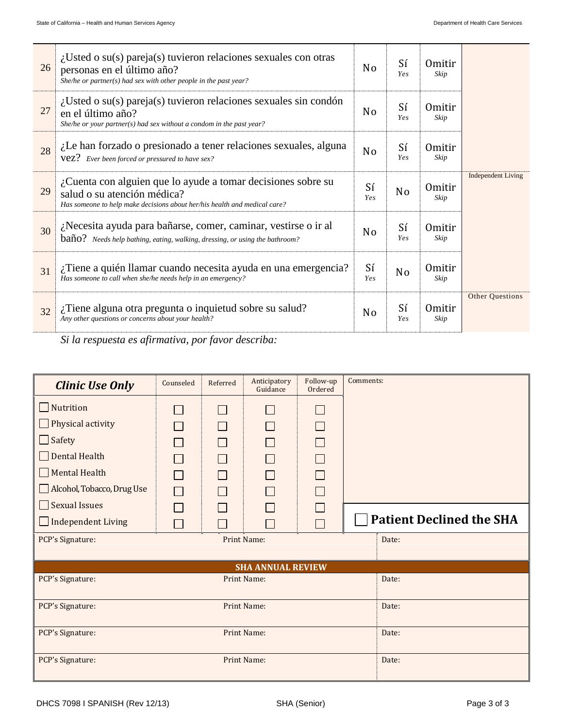| | | | | | |
|---|---|---|---|---|---|
| 26 | ¿Usted o su(s) pareja(s) tuvieron relaciones sexuales con otras personas en el último año? *She/he or partner(s) had sex with other people in the past year?* | No | Sí *Yes* | Omitir *Skip* | |
| 27 | ¿Usted o su(s) pareja(s) tuvieron relaciones sexuales sin condón en el último año? *She/he or your partner(s) had sex without a condom in the past year?* | No | Sí *Yes* | Omitir *Skip* | |
| 28 | ¿Le han forzado o presionado a tener relaciones sexuales, alguna vez? *Ever been forced or pressured to have sex?* | No | Sí *Yes* | Omitir *Skip* | |
| 29 | ¿Cuenta con alguien que lo ayude a tomar decisiones sobre su salud o su atención médica? *Has someone to help make decisions about her/his health and medical care?* | Sí *Yes* | No | Omitir *Skip* | Independent Living |
| 30 | ¿Necesita ayuda para bañarse, comer, caminar, vestirse o ir al baño? *Needs help bathing, eating, walking, dressing, or using the bathroom?* | No | Sí *Yes* | Omitir *Skip* | |
| 31 | ¿Tiene a quién llamar cuando necesita ayuda en una emergencia? *Has someone to call when she/he needs help in an emergency?* | Sí *Yes* | No | Omitir *Skip* | |
| 32 | ¿Tiene alguna otra pregunta o inquietud sobre su salud? *Any other questions or concerns about your health?* | No | Sí *Yes* | Omitir *Skip* | Other Questions |

*Si la respuesta es afirmativa, por favor describa:*

| ***Clinic Use Only*** | Counseled | Referred | Anticipatory Guidance | Follow-up Ordered | Comments: |
|---|---|---|---|---|---|
| ☐ Nutrition | ☐ | ☐ | ☐ | ☐ | |
| ☐ Physical activity | ☐ | ☐ | ☐ | ☐ | |
| ☐ Safety | ☐ | ☐ | ☐ | ☐ | |
| ☐ Dental Health | ☐ | ☐ | ☐ | ☐ | |
| ☐ Mental Health | ☐ | ☐ | ☐ | ☐ | |
| ☐ Alcohol, Tobacco, Drug Use | ☐ | ☐ | ☐ | ☐ | |
| ☐ Sexual Issues | ☐ | ☐ | ☐ | ☐ | |
| ☐ Independent Living | ☐ | ☐ | ☐ | ☐ | ☐ **Patient Declined the SHA** |

| | | |
|---|---|---|
| PCP's Signature: | Print Name: | Date: |

**SHA ANNUAL REVIEW**

| | | |
|---|---|---|
| PCP's Signature: | Print Name: | Date: |
| PCP's Signature: | Print Name: | Date: |
| PCP's Signature: | Print Name: | Date: |
| PCP's Signature: | Print Name: | Date: |

DHCS 7098 I SPANISH (Rev 12/13) SHA (Senior)